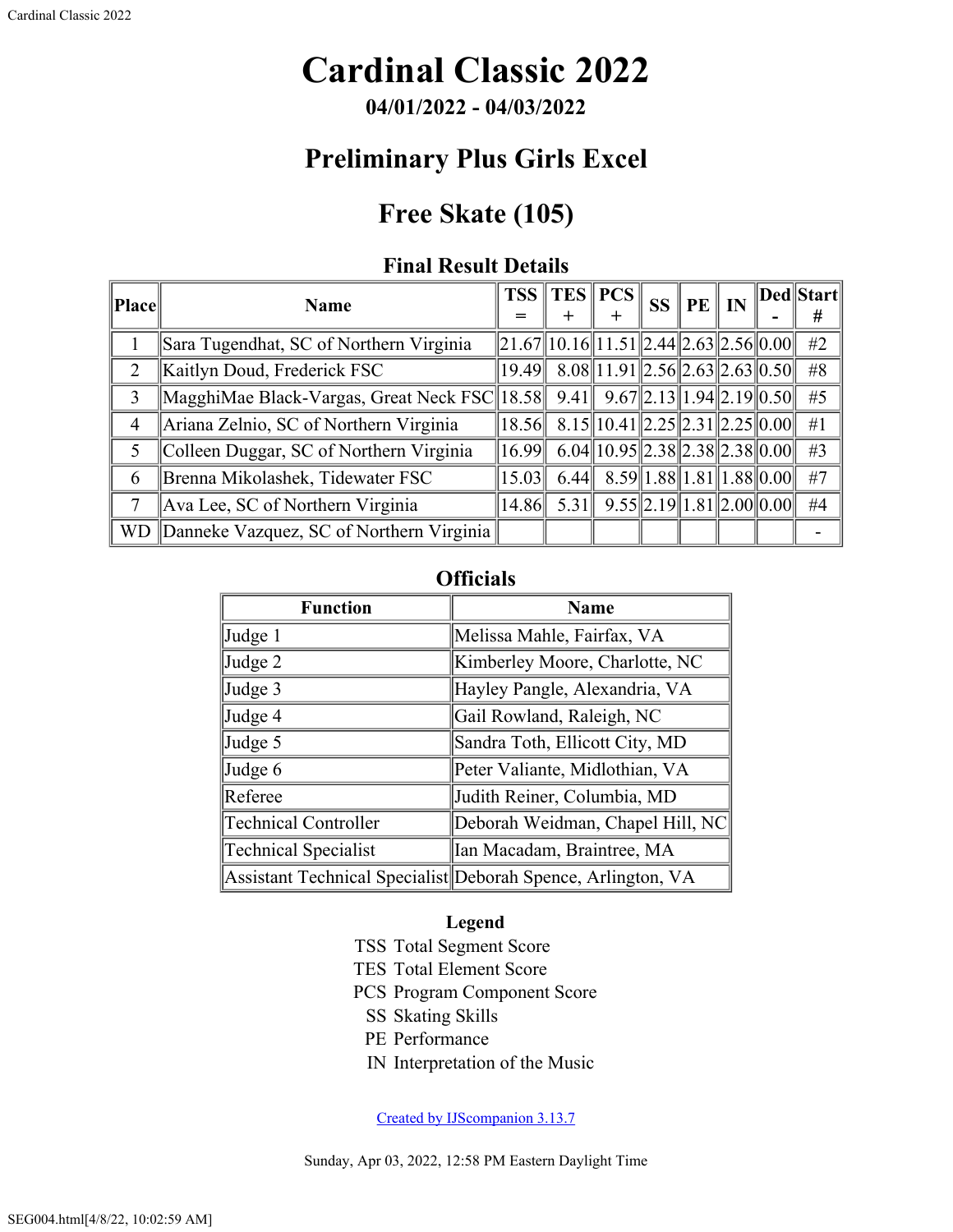# Cardinal Classic 2022

**04/01/2022 - 04/03/2022**

## Preliminary Plus Girls Excel

## Free Skate (105)

### Final Result Details

| Place | Name | TSS = | TES + | PCS + | SS | PE | IN | Ded - | Start # |
|---|---|---|---|---|---|---|---|---|---|
| 1 | Sara Tugendhat, SC of Northern Virginia | 21.67 | 10.16 | 11.51 | 2.44 | 2.63 | 2.56 | 0.00 | #2 |
| 2 | Kaitlyn Doud, Frederick FSC | 19.49 | 8.08 | 11.91 | 2.56 | 2.63 | 2.63 | 0.50 | #8 |
| 3 | MagghiMae Black-Vargas, Great Neck FSC | 18.58 | 9.41 | 9.67 | 2.13 | 1.94 | 2.19 | 0.50 | #5 |
| 4 | Ariana Zelnio, SC of Northern Virginia | 18.56 | 8.15 | 10.41 | 2.25 | 2.31 | 2.25 | 0.00 | #1 |
| 5 | Colleen Duggar, SC of Northern Virginia | 16.99 | 6.04 | 10.95 | 2.38 | 2.38 | 2.38 | 0.00 | #3 |
| 6 | Brenna Mikolashek, Tidewater FSC | 15.03 | 6.44 | 8.59 | 1.88 | 1.81 | 1.88 | 0.00 | #7 |
| 7 | Ava Lee, SC of Northern Virginia | 14.86 | 5.31 | 9.55 | 2.19 | 1.81 | 2.00 | 0.00 | #4 |
| WD | Danneke Vazquez, SC of Northern Virginia | | | | | | | | - |

### Officials

| Function | Name |
|---|---|
| Judge 1 | Melissa Mahle, Fairfax, VA |
| Judge 2 | Kimberley Moore, Charlotte, NC |
| Judge 3 | Hayley Pangle, Alexandria, VA |
| Judge 4 | Gail Rowland, Raleigh, NC |
| Judge 5 | Sandra Toth, Ellicott City, MD |
| Judge 6 | Peter Valiante, Midlothian, VA |
| Referee | Judith Reiner, Columbia, MD |
| Technical Controller | Deborah Weidman, Chapel Hill, NC |
| Technical Specialist | Ian Macadam, Braintree, MA |
| Assistant Technical Specialist | Deborah Spence, Arlington, VA |

### Legend

TSS Total Segment Score
TES Total Element Score
PCS Program Component Score
SS Skating Skills
PE Performance
IN Interpretation of the Music

Created by IJScompanion 3.13.7

Sunday, Apr 03, 2022, 12:58 PM Eastern Daylight Time